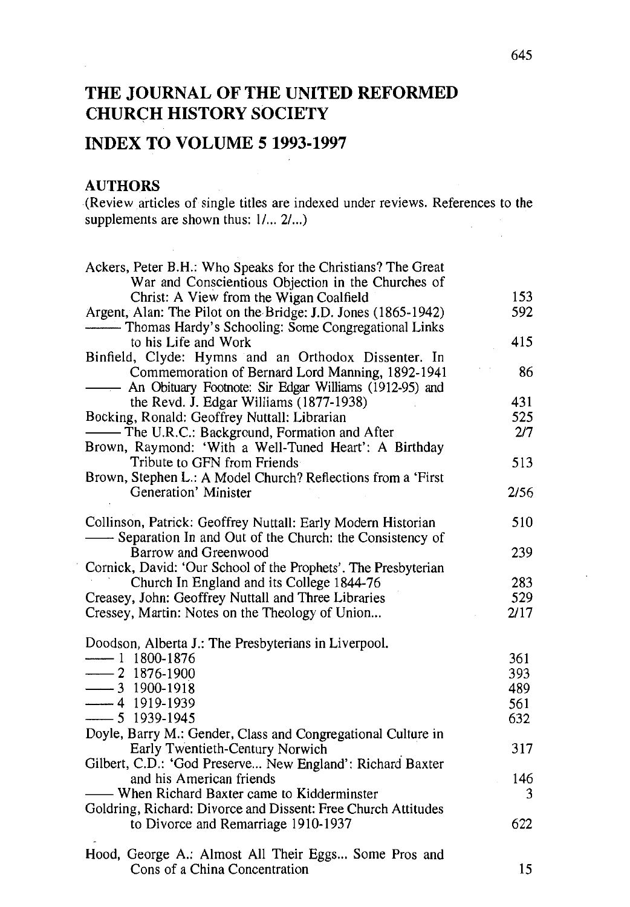# THE JOURNAL OF THE UNITED REFORMED CHURCH HISTORY SOCIETY

## INDEX TO VOLUME 5 1993-1997

### AUTHORS

(Review articles of single titles are indexed under reviews. References to the supplements are shown thus: 1/... 2/...)

| | |
|---|---|
| Ackers, Peter B.H.: Who Speaks for the Christians? The Great War and Conscientious Objection in the Churches of Christ: A View from the Wigan Coalfield | 153 |
| Argent, Alan: The Pilot on the Bridge: J.D. Jones (1865-1942) | 592 |
| —— Thomas Hardy's Schooling: Some Congregational Links to his Life and Work | 415 |
| Binfield, Clyde: Hymns and an Orthodox Dissenter. In Commemoration of Bernard Lord Manning, 1892-1941 | 86 |
| —— An Obituary Footnote: Sir Edgar Williams (1912-95) and the Revd. J. Edgar Williams (1877-1938) | 431 |
| Bocking, Ronald: Geoffrey Nuttall: Librarian | 525 |
| —— The U.R.C.: Background, Formation and After | 2/7 |
| Brown, Raymond: 'With a Well-Tuned Heart': A Birthday Tribute to GFN from Friends | 513 |
| Brown, Stephen L.: A Model Church? Reflections from a 'First Generation' Minister | 2/56 |
| Collinson, Patrick: Geoffrey Nuttall: Early Modern Historian | 510 |
| —— Separation In and Out of the Church: the Consistency of Barrow and Greenwood | 239 |
| Cornick, David: 'Our School of the Prophets'. The Presbyterian Church In England and its College 1844-76 | 283 |
| Creasey, John: Geoffrey Nuttall and Three Libraries | 529 |
| Cressey, Martin: Notes on the Theology of Union... | 2/17 |
| Doodson, Alberta J.: The Presbyterians in Liverpool. | |
| —— 1 1800-1876 | 361 |
| —— 2 1876-1900 | 393 |
| —— 3 1900-1918 | 489 |
| —— 4 1919-1939 | 561 |
| —— 5 1939-1945 | 632 |
| Doyle, Barry M.: Gender, Class and Congregational Culture in Early Twentieth-Century Norwich | 317 |
| Gilbert, C.D.: 'God Preserve... New England': Richard Baxter and his American friends | 146 |
| —— When Richard Baxter came to Kidderminster | 3 |
| Goldring, Richard: Divorce and Dissent: Free Church Attitudes to Divorce and Remarriage 1910-1937 | 622 |
| Hood, George A.: Almost All Their Eggs... Some Pros and Cons of a China Concentration | 15 |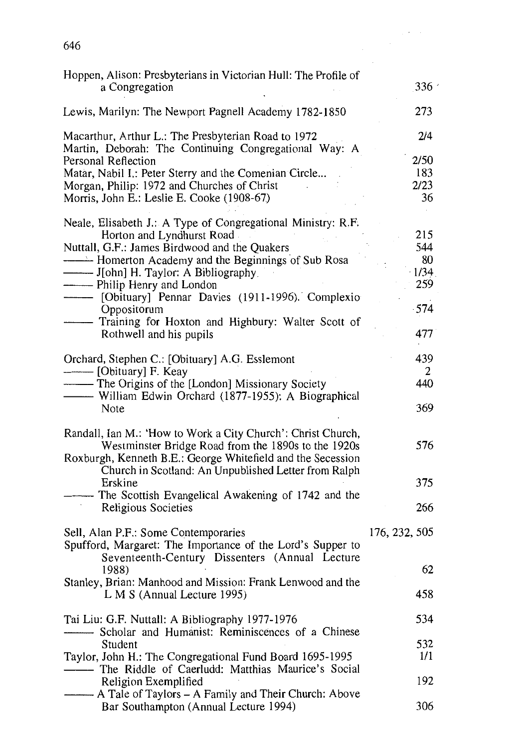Hoppen, Alison: Presbyterians in Victorian Hull: The Profile of a Congregation 336

Lewis, Marilyn: The Newport Pagnell Academy 1782-1850 273

Macarthur, Arthur L.: The Presbyterian Road to 1972 2/4
Martin, Deborah: The Continuing Congregational Way: A Personal Reflection 2/50
Matar, Nabil I.: Peter Sterry and the Comenian Circle... 183
Morgan, Philip: 1972 and Churches of Christ 2/23
Morris, John E.: Leslie E. Cooke (1908-67) 36

Neale, Elisabeth J.: A Type of Congregational Ministry: R.F. Horton and Lyndhurst Road 215
Nuttall, G.F.: James Birdwood and the Quakers 544
—— Homerton Academy and the Beginnings of Sub Rosa 80
—— J[ohn] H. Taylor: A Bibliography 1/34
—— Philip Henry and London 259
—— [Obituary] Pennar Davies (1911-1996). Complexio Oppositorum 574
—— Training for Hoxton and Highbury: Walter Scott of Rothwell and his pupils 477

Orchard, Stephen C.: [Obituary] A.G. Esslemont 439
—— [Obituary] F. Keay 2
—— The Origins of the [London] Missionary Society 440
—— William Edwin Orchard (1877-1955): A Biographical Note 369

Randall, Ian M.: 'How to Work a City Church': Christ Church, Westminster Bridge Road from the 1890s to the 1920s 576
Roxburgh, Kenneth B.E.: George Whitefield and the Secession Church in Scotland: An Unpublished Letter from Ralph Erskine 375
—— The Scottish Evangelical Awakening of 1742 and the Religious Societies 266

Sell, Alan P.F.: Some Contemporaries 176, 232, 505
Spufford, Margaret: The Importance of the Lord's Supper to Seventeenth-Century Dissenters (Annual Lecture 1988) 62
Stanley, Brian: Manhood and Mission: Frank Lenwood and the L M S (Annual Lecture 1995) 458

Tai Liu: G.F. Nuttall: A Bibliography 1977-1976 534
—— Scholar and Humanist: Reminiscences of a Chinese Student 532
Taylor, John H.: The Congregational Fund Board 1695-1995 1/1
—— The Riddle of Caerludd: Matthias Maurice's Social Religion Exemplified 192
—— A Tale of Taylors – A Family and Their Church: Above Bar Southampton (Annual Lecture 1994) 306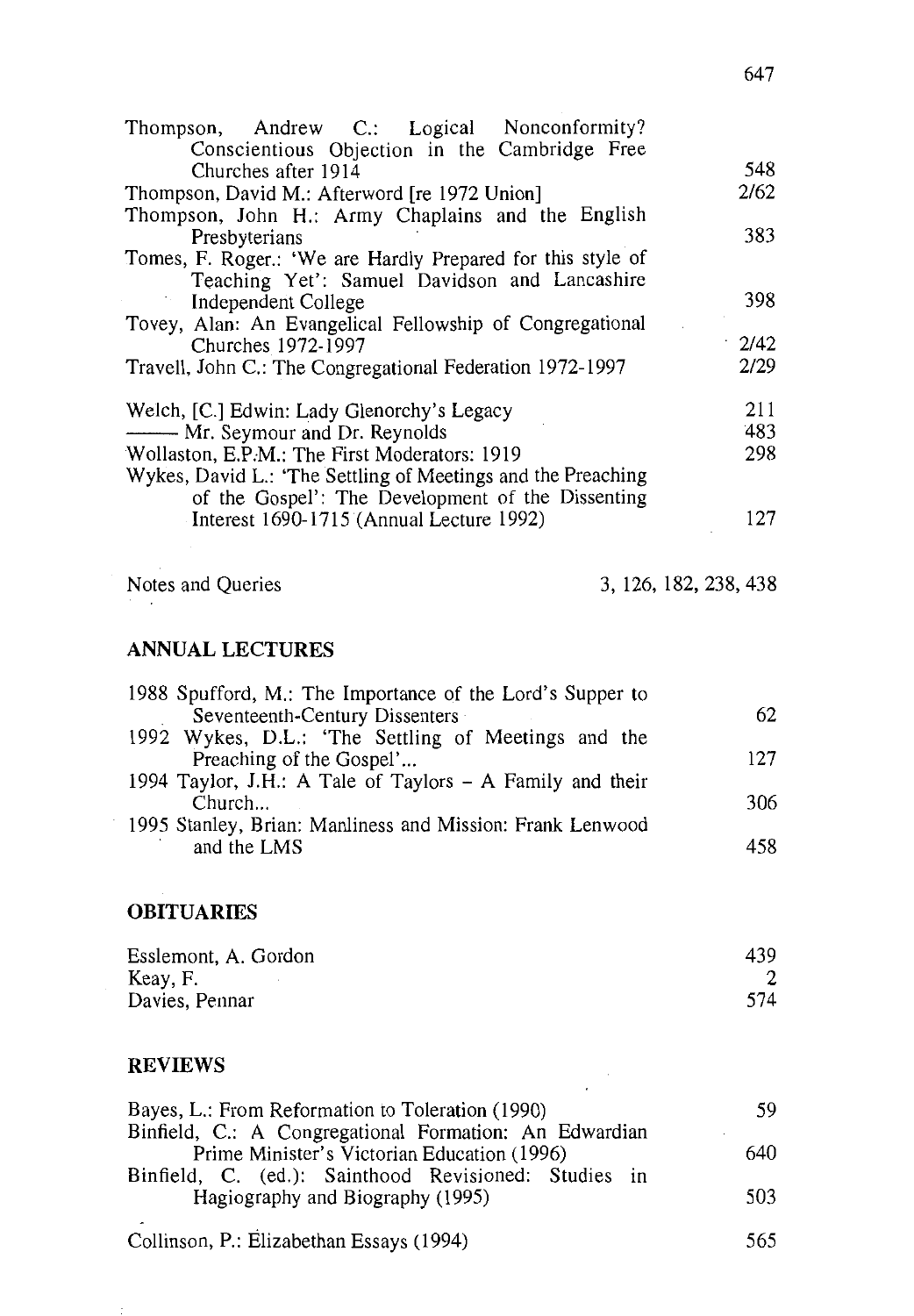| | |
|---|---|
| Thompson, Andrew C.: Logical Nonconformity? Conscientious Objection in the Cambridge Free Churches after 1914 | 548 |
| Thompson, David M.: Afterword [re 1972 Union] | 2/62 |
| Thompson, John H.: Army Chaplains and the English Presbyterians | 383 |
| Tomes, F. Roger.: 'We are Hardly Prepared for this style of Teaching Yet': Samuel Davidson and Lancashire Independent College | 398 |
| Tovey, Alan: An Evangelical Fellowship of Congregational Churches 1972-1997 | 2/42 |
| Travell, John C.: The Congregational Federation 1972-1997 | 2/29 |
| Welch, [C.] Edwin: Lady Glenorchy's Legacy | 211 |
| ——— Mr. Seymour and Dr. Reynolds | 483 |
| Wollaston, E.P.M.: The First Moderators: 1919 | 298 |
| Wykes, David L.: 'The Settling of Meetings and the Preaching of the Gospel': The Development of the Dissenting Interest 1690-1715 (Annual Lecture 1992) | 127 |

Notes and Queries 3, 126, 182, 238, 438

## ANNUAL LECTURES

| | |
|---|---|
| 1988 Spufford, M.: The Importance of the Lord's Supper to Seventeenth-Century Dissenters | 62 |
| 1992 Wykes, D.L.: 'The Settling of Meetings and the Preaching of the Gospel'... | 127 |
| 1994 Taylor, J.H.: A Tale of Taylors – A Family and their Church... | 306 |
| 1995 Stanley, Brian: Manliness and Mission: Frank Lenwood and the LMS | 458 |

## OBITUARIES

| | |
|---|---|
| Esslemont, A. Gordon | 439 |
| Keay, F. | 2 |
| Davies, Pennar | 574 |

## REVIEWS

| | |
|---|---|
| Bayes, L.: From Reformation to Toleration (1990) | 59 |
| Binfield, C.: A Congregational Formation: An Edwardian Prime Minister's Victorian Education (1996) | 640 |
| Binfield, C. (ed.): Sainthood Revisioned: Studies in Hagiography and Biography (1995) | 503 |
| Collinson, P.: Elizabethan Essays (1994) | 565 |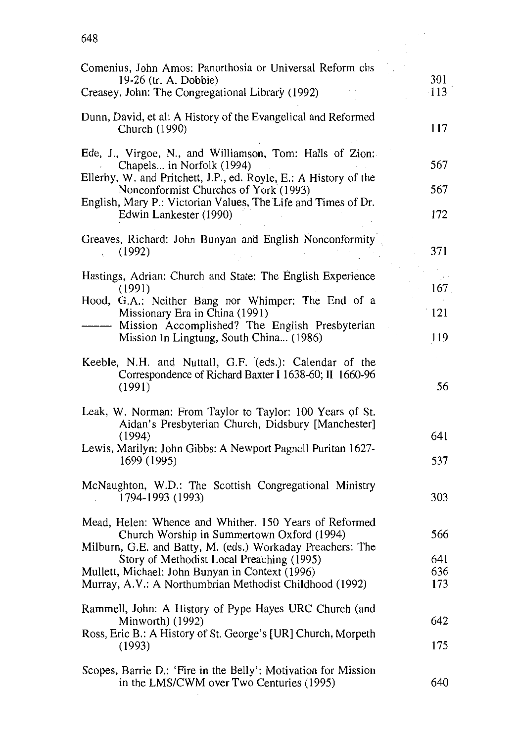Comenius, John Amos: Panorthosia or Universal Reform chs 19-26 (tr. A. Dobbie) 301
Creasey, John: The Congregational Library (1992) 113

Dunn, David, et al: A History of the Evangelical and Reformed Church (1990) 117

Ede, J., Virgoe, N., and Williamson, Tom: Halls of Zion: Chapels... in Norfolk (1994) 567
Ellerby, W. and Pritchett, J.P., ed. Royle, E.: A History of the Nonconformist Churches of York (1993) 567
English, Mary P.: Victorian Values, The Life and Times of Dr. Edwin Lankester (1990) 172

Greaves, Richard: John Bunyan and English Nonconformity (1992) 371

Hastings, Adrian: Church and State: The English Experience (1991) 167
Hood, G.A.: Neither Bang nor Whimper: The End of a Missionary Era in China (1991) 121
——— Mission Accomplished? The English Presbyterian Mission In Lingtung, South China... (1986) 119

Keeble, N.H. and Nuttall, G.F. (eds.): Calendar of the Correspondence of Richard Baxter I 1638-60; II 1660-96 (1991) 56

Leak, W. Norman: From Taylor to Taylor: 100 Years of St. Aidan's Presbyterian Church, Didsbury [Manchester] (1994) 641
Lewis, Marilyn: John Gibbs: A Newport Pagnell Puritan 1627-1699 (1995) 537

McNaughton, W.D.: The Scottish Congregational Ministry 1794-1993 (1993) 303

Mead, Helen: Whence and Whither. 150 Years of Reformed Church Worship in Summertown Oxford (1994) 566
Milburn, G.E. and Batty, M. (eds.) Workaday Preachers: The Story of Methodist Local Preaching (1995) 641
Mullett, Michael: John Bunyan in Context (1996) 636
Murray, A.V.: A Northumbrian Methodist Childhood (1992) 173

Rammell, John: A History of Pype Hayes URC Church (and Minworth) (1992) 642
Ross, Eric B.: A History of St. George's [UR] Church, Morpeth (1993) 175

Scopes, Barrie D.: 'Fire in the Belly': Motivation for Mission in the LMS/CWM over Two Centuries (1995) 640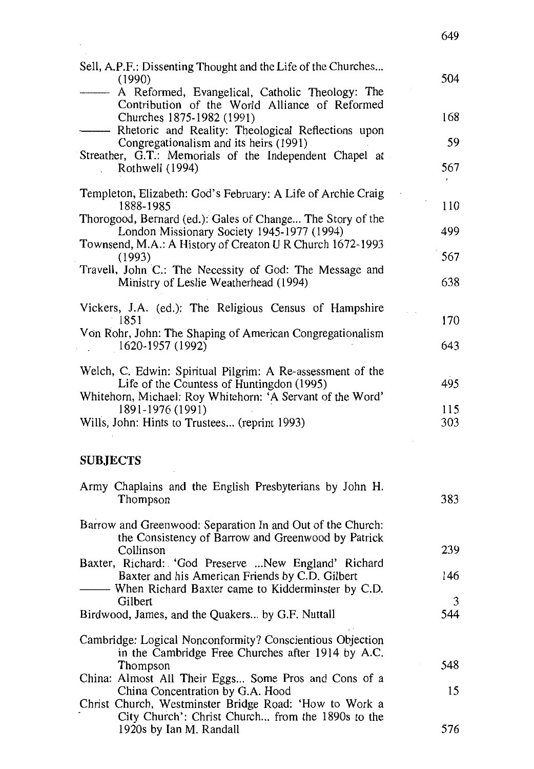Sell, A.P.F.: Dissenting Thought and the Life of the Churches... (1990) 504

—— A Reformed, Evangelical, Catholic Theology: The Contribution of the World Alliance of Reformed Churches 1875-1982 (1991) 168

—— Rhetoric and Reality: Theological Reflections upon Congregationalism and its heirs (1991) 59

Streather, G.T.: Memorials of the Independent Chapel at Rothwell (1994) 567

Templeton, Elizabeth: God's February: A Life of Archie Craig 1888-1985 110

Thorogood, Bernard (ed.): Gales of Change... The Story of the London Missionary Society 1945-1977 (1994) 499

Townsend, M.A.: A History of Creaton U R Church 1672-1993 (1993) 567

Travell, John C.: The Necessity of God: The Message and Ministry of Leslie Weatherhead (1994) 638

Vickers, J.A. (ed.): The Religious Census of Hampshire 1851 170

Von Rohr, John: The Shaping of American Congregationalism 1620-1957 (1992) 643

Welch, C. Edwin: Spiritual Pilgrim: A Re-assessment of the Life of the Countess of Huntingdon (1995) 495

Whitehorn, Michael: Roy Whitehorn: 'A Servant of the Word' 1891-1976 (1991) 115

Wills, John: Hints to Trustees... (reprint 1993) 303

## SUBJECTS

Army Chaplains and the English Presbyterians by John H. Thompson 383

Barrow and Greenwood: Separation In and Out of the Church: the Consistency of Barrow and Greenwood by Patrick Collinson 239

Baxter, Richard: 'God Preserve ...New England' Richard Baxter and his American Friends by C.D. Gilbert 146

—— When Richard Baxter came to Kidderminster by C.D. Gilbert 3

Birdwood, James, and the Quakers... by G.F. Nuttall 544

Cambridge: Logical Nonconformity? Conscientious Objection in the Cambridge Free Churches after 1914 by A.C. Thompson 548

China: Almost All Their Eggs... Some Pros and Cons of a China Concentration by G.A. Hood 15

Christ Church, Westminster Bridge Road: 'How to Work a City Church': Christ Church... from the 1890s to the 1920s by Ian M. Randall 576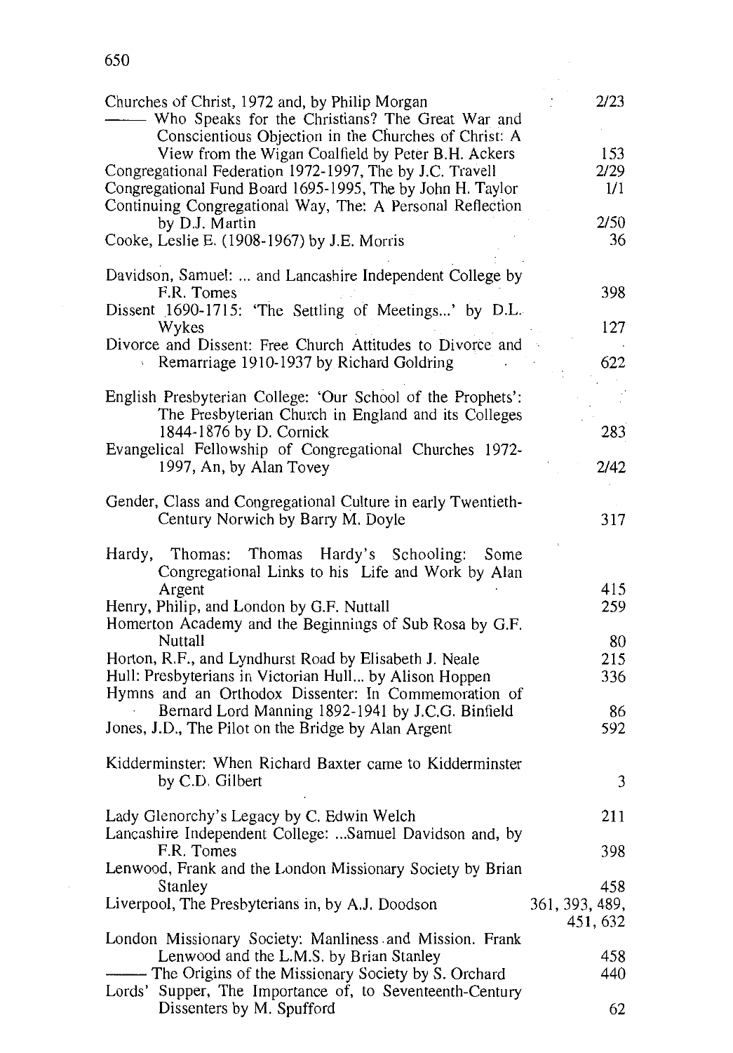Churches of Christ, 1972 and, by Philip Morgan 2/23
—— Who Speaks for the Christians? The Great War and Conscientious Objection in the Churches of Christ: A View from the Wigan Coalfield by Peter B.H. Ackers 153
Congregational Federation 1972-1997, The by J.C. Travell 2/29
Congregational Fund Board 1695-1995, The by John H. Taylor 1/1
Continuing Congregational Way, The: A Personal Reflection by D.J. Martin 2/50
Cooke, Leslie E. (1908-1967) by J.E. Morris 36

Davidson, Samuel: ... and Lancashire Independent College by F.R. Tomes 398
Dissent 1690-1715: 'The Settling of Meetings...' by D.L. Wykes 127
Divorce and Dissent: Free Church Attitudes to Divorce and Remarriage 1910-1937 by Richard Goldring 622

English Presbyterian College: 'Our School of the Prophets': The Presbyterian Church in England and its Colleges 1844-1876 by D. Cornick 283
Evangelical Fellowship of Congregational Churches 1972-1997, An, by Alan Tovey 2/42

Gender, Class and Congregational Culture in early Twentieth-Century Norwich by Barry M. Doyle 317

Hardy, Thomas: Thomas Hardy's Schooling: Some Congregational Links to his Life and Work by Alan Argent 415
Henry, Philip, and London by G.F. Nuttall 259
Homerton Academy and the Beginnings of Sub Rosa by G.F. Nuttall 80
Horton, R.F., and Lyndhurst Road by Elisabeth J. Neale 215
Hull: Presbyterians in Victorian Hull... by Alison Hoppen 336
Hymns and an Orthodox Dissenter: In Commemoration of Bernard Lord Manning 1892-1941 by J.C.G. Binfield 86
Jones, J.D., The Pilot on the Bridge by Alan Argent 592

Kidderminster: When Richard Baxter came to Kidderminster by C.D. Gilbert 3

Lady Glenorchy's Legacy by C. Edwin Welch 211
Lancashire Independent College: ...Samuel Davidson and, by F.R. Tomes 398
Lenwood, Frank and the London Missionary Society by Brian Stanley 458
Liverpool, The Presbyterians in, by A.J. Doodson 361, 393, 489, 451, 632
London Missionary Society: Manliness and Mission. Frank Lenwood and the L.M.S. by Brian Stanley 458
—— The Origins of the Missionary Society by S. Orchard 440
Lords' Supper, The Importance of, to Seventeenth-Century Dissenters by M. Spufford 62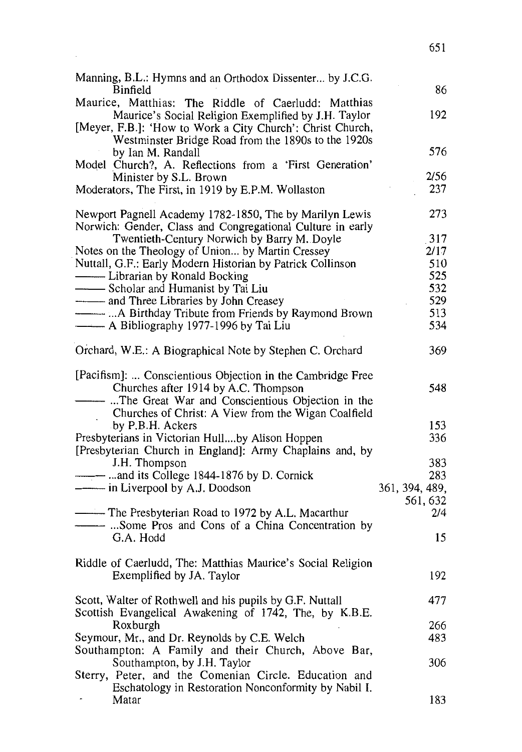| | |
|---|---|
| Manning, B.L.: Hymns and an Orthodox Dissenter... by J.C.G. Binfield | 86 |
| Maurice, Matthias: The Riddle of Caerludd: Matthias Maurice's Social Religion Exemplified by J.H. Taylor | 192 |
| [Meyer, F.B.]: 'How to Work a City Church': Christ Church, Westminster Bridge Road from the 1890s to the 1920s by Ian M. Randall | 576 |
| Model Church?, A. Reflections from a 'First Generation' Minister by S.L. Brown | 2/56 |
| Moderators, The First, in 1919 by E.P.M. Wollaston | 237 |
| | |
| Newport Pagnell Academy 1782-1850, The by Marilyn Lewis | 273 |
| Norwich: Gender, Class and Congregational Culture in early Twentieth-Century Norwich by Barry M. Doyle | 317 |
| Notes on the Theology of Union... by Martin Cressey | 2/17 |
| Nuttall, G.F.: Early Modern Historian by Patrick Collinson | 510 |
| —— Librarian by Ronald Bocking | 525 |
| —— Scholar and Humanist by Tai Liu | 532 |
| —— and Three Libraries by John Creasey | 529 |
| —— ...A Birthday Tribute from Friends by Raymond Brown | 513 |
| —— A Bibliography 1977-1996 by Tai Liu | 534 |
| | |
| Orchard, W.E.: A Biographical Note by Stephen C. Orchard | 369 |
| | |
| [Pacifism]: ... Conscientious Objection in the Cambridge Free Churches after 1914 by A.C. Thompson | 548 |
| —— ...The Great War and Conscientious Objection in the Churches of Christ: A View from the Wigan Coalfield by P.B.H. Ackers | 153 |
| Presbyterians in Victorian Hull....by Alison Hoppen | 336 |
| [Presbyterian Church in England]: Army Chaplains and, by J.H. Thompson | 383 |
| —— ...and its College 1844-1876 by D. Cornick | 283 |
| —— in Liverpool by A.J. Doodson | 361, 394, 489, 561, 632 |
| —— The Presbyterian Road to 1972 by A.L. Macarthur | 2/4 |
| —— ...Some Pros and Cons of a China Concentration by G.A. Hodd | 15 |
| | |
| Riddle of Caerludd, The: Matthias Maurice's Social Religion Exemplified by JA. Taylor | 192 |
| | |
| Scott, Walter of Rothwell and his pupils by G.F. Nuttall | 477 |
| Scottish Evangelical Awakening of 1742, The, by K.B.E. Roxburgh | 266 |
| Seymour, Mr., and Dr. Reynolds by C.E. Welch | 483 |
| Southampton: A Family and their Church, Above Bar, Southampton, by J.H. Taylor | 306 |
| Sterry, Peter, and the Comenian Circle. Education and Eschatology in Restoration Nonconformity by Nabil I. Matar | 183 |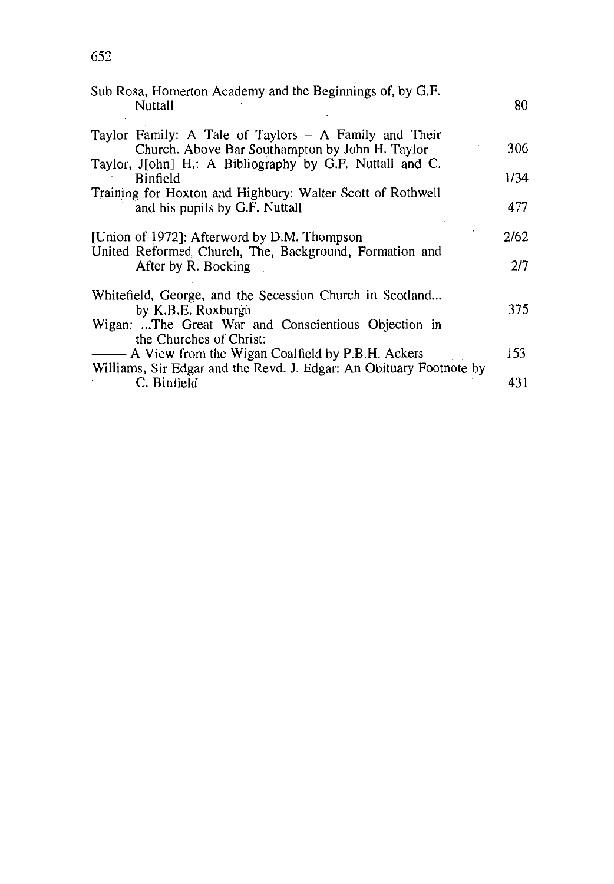Sub Rosa, Homerton Academy and the Beginnings of, by G.F. Nuttall 80

Taylor Family: A Tale of Taylors – A Family and Their Church. Above Bar Southampton by John H. Taylor 306

Taylor, J[ohn] H.: A Bibliography by G.F. Nuttall and C. Binfield 1/34

Training for Hoxton and Highbury: Walter Scott of Rothwell and his pupils by G.F. Nuttall 477

[Union of 1972]: Afterword by D.M. Thompson 2/62

United Reformed Church, The, Background, Formation and After by R. Bocking 2/7

Whitefield, George, and the Secession Church in Scotland... by K.B.E. Roxburgh 375

Wigan: ...The Great War and Conscientious Objection in the Churches of Christ:

——— A View from the Wigan Coalfield by P.B.H. Ackers 153

Williams, Sir Edgar and the Revd. J. Edgar: An Obituary Footnote by C. Binfield 431